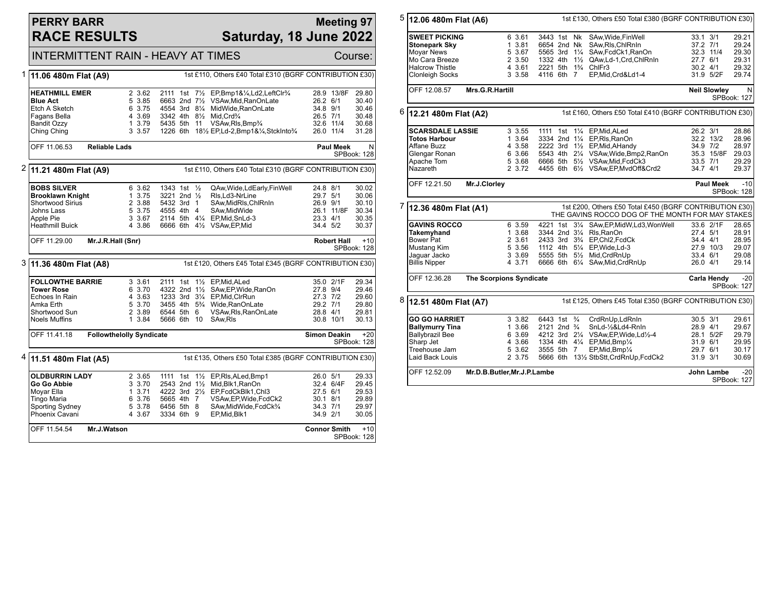# PERRY BARR RACE RESULTS

**Meeting 97**
**Saturday, 18 June 2022**

INTERMITTENT RAIN - HEAVY AT TIMES

Course:

## 1 11.06 480m Flat (A9)

1st £110, Others £40 Total £310 (BGRF CONTRIBUTION £30)

| Greyhound | Trap | Sect | Bends | Pos | Dist | Remarks | Wt | SP | Time |
|---|---|---|---|---|---|---|---|---|---|
| **HEATHMILL EMER** | 2 | 3.62 | 2111 | 1st | 7½ | EP,Bmp1&¼,Ld2,LeftClr¾ | 28.9 | 13/8F | 29.80 |
| **Blue Act** | 5 | 3.85 | 6663 | 2nd | 7½ | VSAw,Mid,RanOnLate | 26.2 | 6/1 | 30.40 |
| Etch A Sketch | 6 | 3.75 | 4554 | 3rd | 8¼ | MidWide,RanOnLate | 34.8 | 9/1 | 30.46 |
| Fagans Bella | 4 | 3.69 | 3342 | 4th | 8½ | Mid,Crd¾ | 26.5 | 7/1 | 30.48 |
| Bandit Ozzy | 1 | 3.79 | 5435 | 5th | 11 | VSAw,Rls,Bmp¾ | 32.6 | 11/4 | 30.68 |
| Ching Ching | 3 | 3.57 | 1226 | 6th | 18½ | EP,Ld-2,Bmp1&¼,StckInto¾ | 26.0 | 11/4 | 31.28 |

OFF 11.06.53 **Reliable Lads** — **Paul Meek** N — SPBook: 128

## 2 11.21 480m Flat (A9)

1st £110, Others £40 Total £310 (BGRF CONTRIBUTION £30)

| Greyhound | Trap | Sect | Bends | Pos | Dist | Remarks | Wt | SP | Time |
|---|---|---|---|---|---|---|---|---|---|
| **BOBS SILVER** | 6 | 3.62 | 1343 | 1st | ½ | QAw,Wide,LdEarly,FinWell | 24.8 | 8/1 | 30.02 |
| **Brooklawn Knight** | 1 | 3.75 | 3221 | 2nd | ½ | Rls,Ld3-NrLine | 29.7 | 5/1 | 30.06 |
| Shortwood Sirius | 2 | 3.88 | 5432 | 3rd | 1 | SAw,MidRls,ChlRnIn | 26.9 | 9/1 | 30.10 |
| Johns Lass | 5 | 3.75 | 4555 | 4th | 4 | SAw,MidWide | 26.1 | 11/8F | 30.34 |
| Apple Pie | 3 | 3.67 | 2114 | 5th | 4¼ | EP,Mid,SnLd-3 | 23.3 | 4/1 | 30.35 |
| Heathmill Buick | 4 | 3.86 | 6666 | 6th | 4½ | VSAw,EP,Mid | 34.4 | 5/2 | 30.37 |

OFF 11.29.00 **Mr.J.R.Hall (Snr)** — **Robert Hall** +10 — SPBook: 128

## 3 11.36 480m Flat (A8)

1st £120, Others £45 Total £345 (BGRF CONTRIBUTION £30)

| Greyhound | Trap | Sect | Bends | Pos | Dist | Remarks | Wt | SP | Time |
|---|---|---|---|---|---|---|---|---|---|
| **FOLLOWTHE BARRIE** | 3 | 3.61 | 2111 | 1st | 1½ | EP,Mid,ALed | 35.0 | 2/1F | 29.34 |
| **Tower Rose** | 6 | 3.70 | 4322 | 2nd | 1½ | SAw,EP,Wide,RanOn | 27.8 | 9/4 | 29.46 |
| Echoes In Rain | 4 | 3.63 | 1233 | 3rd | 3¼ | EP,Mid,ClrRun | 27.3 | 7/2 | 29.60 |
| Amka Erth | 5 | 3.70 | 3455 | 4th | 5¾ | Wide,RanOnLate | 29.2 | 7/1 | 29.80 |
| Shortwood Sun | 2 | 3.89 | 6544 | 5th | 6 | VSAw,Rls,RanOnLate | 28.8 | 4/1 | 29.81 |
| Noels Muffins | 1 | 3.84 | 5666 | 6th | 10 | SAw,Rls | 30.8 | 10/1 | 30.13 |

OFF 11.41.18 **Followthelolly Syndicate** — **Simon Deakin** +20 — SPBook: 128

## 4 11.51 480m Flat (A5)

1st £135, Others £50 Total £385 (BGRF CONTRIBUTION £30)

| Greyhound | Trap | Sect | Bends | Pos | Dist | Remarks | Wt | SP | Time |
|---|---|---|---|---|---|---|---|---|---|
| **OLDBURRIN LADY** | 2 | 3.65 | 1111 | 1st | 1½ | EP,Rls,ALed,Bmp1 | 26.0 | 5/1 | 29.33 |
| **Go Go Abbie** | 3 | 3.70 | 2543 | 2nd | 1½ | Mid,Blk1,RanOn | 32.4 | 6/4F | 29.45 |
| Moyar Ella | 1 | 3.71 | 4222 | 3rd | 2½ | EP,FcdCkBlk1,Chl3 | 27.5 | 6/1 | 29.53 |
| Tingo Maria | 6 | 3.76 | 5665 | 4th | 7 | VSAw,EP,Wide,FcdCk2 | 30.1 | 8/1 | 29.89 |
| Sporting Sydney | 5 | 3.78 | 6456 | 5th | 8 | SAw,MidWide,FcdCk¾ | 34.3 | 7/1 | 29.97 |
| Phoenix Cavani | 4 | 3.67 | 3334 | 6th | 9 | EP,Mid,Blk1 | 34.9 | 2/1 | 30.05 |

OFF 11.54.54 **Mr.J.Watson** — **Connor Smith** +10 — SPBook: 128

## 5 12.06 480m Flat (A6)

1st £130, Others £50 Total £380 (BGRF CONTRIBUTION £30)

| Greyhound | Trap | Sect | Bends | Pos | Dist | Remarks | Wt | SP | Time |
|---|---|---|---|---|---|---|---|---|---|
| **SWEET PICKING** | 6 | 3.61 | 3443 | 1st | Nk | SAw,Wide,FinWell | 33.1 | 3/1 | 29.21 |
| **Stonepark Sky** | 1 | 3.81 | 6654 | 2nd | Nk | SAw,Rls,ChlRnIn | 37.2 | 7/1 | 29.24 |
| Moyar News | 5 | 3.67 | 5565 | 3rd | 1¼ | SAw,FcdCk1,RanOn | 32.3 | 11/4 | 29.30 |
| Mo Cara Breeze | 2 | 3.50 | 1332 | 4th | 1½ | QAw,Ld-1,Crd,ChlRnIn | 27.7 | 6/1 | 29.31 |
| Halcrow Thistle | 4 | 3.61 | 2221 | 5th | 1¾ | ChlFr3 | 30.2 | 4/1 | 29.32 |
| Clonleigh Socks | 3 | 3.58 | 4116 | 6th | 7 | EP,Mid,Crd&Ld1-4 | 31.9 | 5/2F | 29.74 |

OFF 12.08.57 **Mrs.G.R.Hartill** — **Neil Slowley** N — SPBook: 127

## 6 12.21 480m Flat (A2)

1st £160, Others £50 Total £410 (BGRF CONTRIBUTION £30)

| Greyhound | Trap | Sect | Bends | Pos | Dist | Remarks | Wt | SP | Time |
|---|---|---|---|---|---|---|---|---|---|
| **SCARSDALE LASSIE** | 3 | 3.55 | 1111 | 1st | 1¼ | EP,Mid,ALed | 26.2 | 3/1 | 28.86 |
| **Totos Harbour** | 1 | 3.64 | 3334 | 2nd | 1¼ | EP,Rls,RanOn | 32.2 | 13/2 | 28.96 |
| Affane Buzz | 4 | 3.58 | 2222 | 3rd | 1½ | EP,Mid,AHandy | 34.9 | 7/2 | 28.97 |
| Glengar Ronan | 6 | 3.66 | 5543 | 4th | 2¼ | VSAw,Wide,Bmp2,RanOn | 35.3 | 15/8F | 29.03 |
| Apache Tom | 5 | 3.68 | 6666 | 5th | 5½ | VSAw,Mid,FcdCk3 | 33.5 | 7/1 | 29.29 |
| Nazareth | 2 | 3.72 | 4455 | 6th | 6½ | VSAw,EP,MvdOff&Crd2 | 34.7 | 4/1 | 29.37 |

OFF 12.21.50 **Mr.J.Clorley** — **Paul Meek** -10 — SPBook: 128

## 7 12.36 480m Flat (A1)

1st £200, Others £50 Total £450 (BGRF CONTRIBUTION £30)
THE GAVINS ROCCO DOG OF THE MONTH FOR MAY STAKES

| Greyhound | Trap | Sect | Bends | Pos | Dist | Remarks | Wt | SP | Time |
|---|---|---|---|---|---|---|---|---|---|
| **GAVINS ROCCO** | 6 | 3.59 | 4221 | 1st | 3¼ | SAw,EP,MidW,Ld3,WonWell | 33.6 | 2/1F | 28.65 |
| **Takemyhand** | 1 | 3.68 | 3344 | 2nd | 3¼ | Rls,RanOn | 27.4 | 5/1 | 28.91 |
| Bower Pat | 2 | 3.61 | 2433 | 3rd | 3¾ | EP,Chl2,FcdCk | 34.4 | 4/1 | 28.95 |
| Mustang Kim | 5 | 3.56 | 1112 | 4th | 5¼ | EP,Wide,Ld-3 | 27.9 | 10/3 | 29.07 |
| Jaguar Jacko | 3 | 3.69 | 5555 | 5th | 5½ | Mid,CrdRnUp | 33.4 | 6/1 | 29.08 |
| Billis Nipper | 4 | 3.71 | 6666 | 6th | 6¼ | SAw,Mid,CrdRnUp | 26.0 | 4/1 | 29.14 |

OFF 12.36.28 **The Scorpions Syndicate** — **Carla Hendy** -20 — SPBook: 127

## 8 12.51 480m Flat (A7)

1st £125, Others £45 Total £350 (BGRF CONTRIBUTION £30)

| Greyhound | Trap | Sect | Bends | Pos | Dist | Remarks | Wt | SP | Time |
|---|---|---|---|---|---|---|---|---|---|
| **GO GO HARRIET** | 3 | 3.82 | 6443 | 1st | ¾ | CrdRnUp,LdRnIn | 30.5 | 3/1 | 29.61 |
| **Ballymurry Tina** | 1 | 3.66 | 2121 | 2nd | ¾ | SnLd-½&Ld4-RnIn | 28.9 | 4/1 | 29.67 |
| Ballybrazil Bee | 6 | 3.69 | 4212 | 3rd | 2¼ | VSAw,EP,Wide,Ld½-4 | 28.1 | 5/2F | 29.79 |
| Sharp Jet | 4 | 3.66 | 1334 | 4th | 4¼ | EP,Mid,Bmp¼ | 31.9 | 6/1 | 29.95 |
| Treehouse Jam | 5 | 3.62 | 3555 | 5th | 7 | EP,Mid,Bmp¼ | 29.7 | 6/1 | 30.17 |
| Laid Back Louis | 2 | 3.75 | 5666 | 6th | 13½ | StbStt,CrdRnUp,FcdCk2 | 31.9 | 3/1 | 30.69 |

OFF 12.52.09 **Mr.D.B.Butler,Mr.J.P.Lambe** — **John Lambe** -20 — SPBook: 127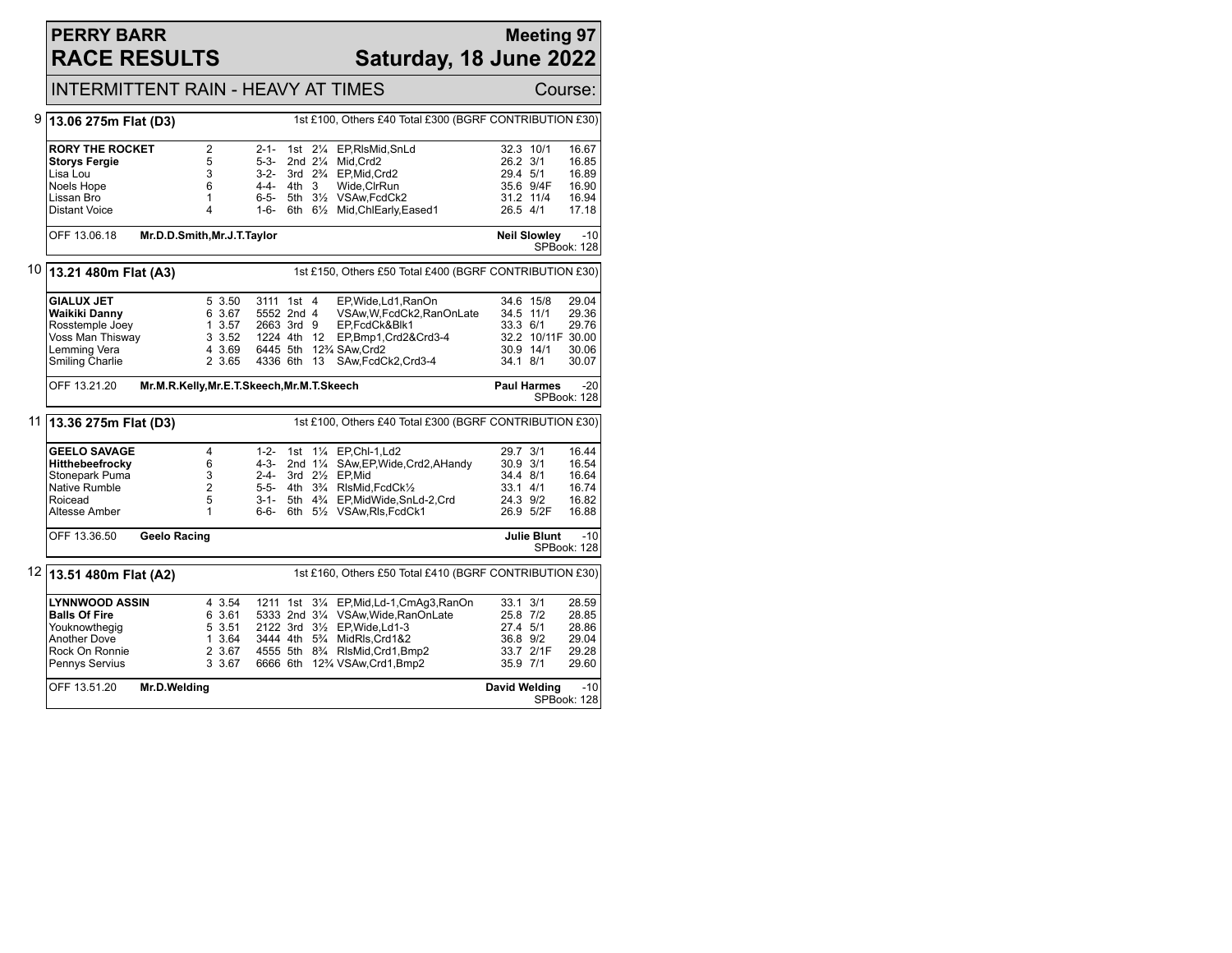# PERRY BARR RACE RESULTS

**Meeting 97**
**Saturday, 18 June 2022**

INTERMITTENT RAIN - HEAVY AT TIMES    Course:

## 9 — 13.06 275m Flat (D3)

1st £100, Others £40 Total £300 (BGRF CONTRIBUTION £30)

| | | | | | | | | | | |
|---|---|---|---|---|---|---|---|---|---|---|
| **RORY THE ROCKET** | 2 | | 2-1- | 1st | 2¼ | EP,RlsMid,SnLd | 32.3 | 10/1 | | 16.67 |
| **Storys Fergie** | 5 | | 5-3- | 2nd | 2¼ | Mid,Crd2 | 26.2 | 3/1 | | 16.85 |
| Lisa Lou | 3 | | 3-2- | 3rd | 2¾ | EP,Mid,Crd2 | 29.4 | 5/1 | | 16.89 |
| Noels Hope | 6 | | 4-4- | 4th | 3 | Wide,ClrRun | 35.6 | 9/4F | | 16.90 |
| Lissan Bro | 1 | | 6-5- | 5th | 3½ | VSAw,FcdCk2 | 31.2 | 11/4 | | 16.94 |
| Distant Voice | 4 | | 1-6- | 6th | 6½ | Mid,ChlEarly,Eased1 | 26.5 | 4/1 | | 17.18 |

OFF 13.06.18 **Mr.D.D.Smith,Mr.J.T.Taylor** **Neil Slowley** -10 SPBook: 128

## 10 — 13.21 480m Flat (A3)

1st £150, Others £50 Total £400 (BGRF CONTRIBUTION £30)

| | | | | | | | | | | |
|---|---|---|---|---|---|---|---|---|---|---|
| **GIALUX JET** | 5 | 3.50 | 3111 | 1st | 4 | EP,Wide,Ld1,RanOn | 34.6 | 15/8 | | 29.04 |
| **Waikiki Danny** | 6 | 3.67 | 5552 | 2nd | 4 | VSAw,W,FcdCk2,RanOnLate | 34.5 | 11/1 | | 29.36 |
| Rosstemple Joey | 1 | 3.57 | 2663 | 3rd | 9 | EP,FcdCk&Blk1 | 33.3 | 6/1 | | 29.76 |
| Voss Man Thisway | 3 | 3.52 | 1224 | 4th | 12 | EP,Bmp1,Crd2&Crd3-4 | 32.2 | 10/11F | | 30.00 |
| Lemming Vera | 4 | 3.69 | 6445 | 5th | 12¾ | SAw,Crd2 | 30.9 | 14/1 | | 30.06 |
| Smiling Charlie | 2 | 3.65 | 4336 | 6th | 13 | SAw,FcdCk2,Crd3-4 | 34.1 | 8/1 | | 30.07 |

OFF 13.21.20 **Mr.M.R.Kelly,Mr.E.T.Skeech,Mr.M.T.Skeech** **Paul Harmes** -20 SPBook: 128

## 11 — 13.36 275m Flat (D3)

1st £100, Others £40 Total £300 (BGRF CONTRIBUTION £30)

| | | | | | | | | | | |
|---|---|---|---|---|---|---|---|---|---|---|
| **GEELO SAVAGE** | 4 | | 1-2- | 1st | 1¼ | EP,Chl-1,Ld2 | 29.7 | 3/1 | | 16.44 |
| **Hitthebeefrocky** | 6 | | 4-3- | 2nd | 1¼ | SAw,EP,Wide,Crd2,AHandy | 30.9 | 3/1 | | 16.54 |
| Stonepark Puma | 3 | | 2-4- | 3rd | 2½ | EP,Mid | 34.4 | 8/1 | | 16.64 |
| Native Rumble | 2 | | 5-5- | 4th | 3¾ | RlsMid,FcdCk½ | 33.1 | 4/1 | | 16.74 |
| Roicead | 5 | | 3-1- | 5th | 4¾ | EP,MidWide,SnLd-2,Crd | 24.3 | 9/2 | | 16.82 |
| Altesse Amber | 1 | | 6-6- | 6th | 5½ | VSAw,Rls,FcdCk1 | 26.9 | 5/2F | | 16.88 |

OFF 13.36.50 **Geelo Racing** **Julie Blunt** -10 SPBook: 128

## 12 — 13.51 480m Flat (A2)

1st £160, Others £50 Total £410 (BGRF CONTRIBUTION £30)

| | | | | | | | | | | |
|---|---|---|---|---|---|---|---|---|---|---|
| **LYNNWOOD ASSIN** | 4 | 3.54 | 1211 | 1st | 3¼ | EP,Mid,Ld-1,CmAg3,RanOn | 33.1 | 3/1 | | 28.59 |
| **Balls Of Fire** | 6 | 3.61 | 5333 | 2nd | 3¼ | VSAw,Wide,RanOnLate | 25.8 | 7/2 | | 28.85 |
| Youknowthegig | 5 | 3.51 | 2122 | 3rd | 3½ | EP,Wide,Ld1-3 | 27.4 | 5/1 | | 28.86 |
| Another Dove | 1 | 3.64 | 3444 | 4th | 5¾ | MidRls,Crd1&2 | 36.8 | 9/2 | | 29.04 |
| Rock On Ronnie | 2 | 3.67 | 4555 | 5th | 8¾ | RlsMid,Crd1,Bmp2 | 33.7 | 2/1F | | 29.28 |
| Pennys Servius | 3 | 3.67 | 6666 | 6th | 12¾ | VSAw,Crd1,Bmp2 | 35.9 | 7/1 | | 29.60 |

OFF 13.51.20 **Mr.D.Welding** **David Welding** -10 SPBook: 128